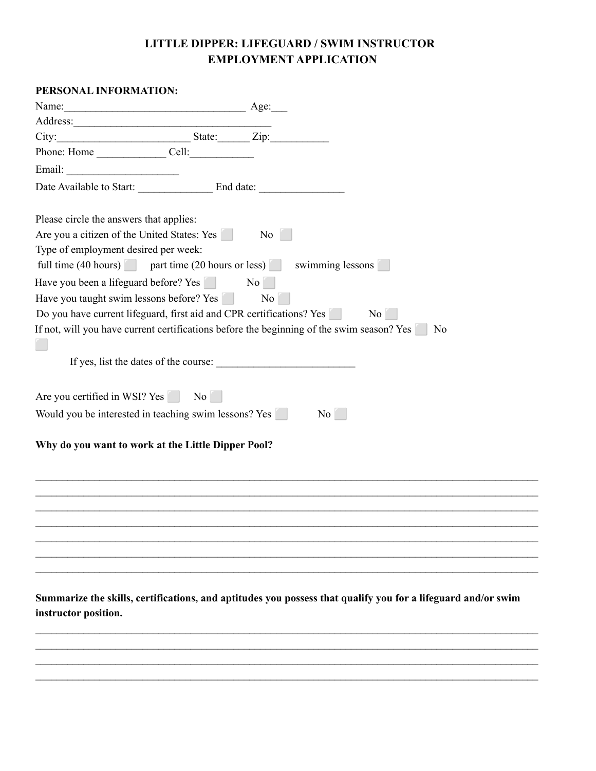# LITTLE DIPPER: LIFEGUARD / SWIM INSTRUCTOR EMPLOYMENT APPLICATION

**PERSONAL INFORMATION:**

Name:_________________________________ Age:___

Address:____________________________________

City:________________________ State:______ Zip:___________

Phone: Home _____________ Cell:____________

Email: _____________________

Date Available to Start: ______________ End date: ________________

Please circle the answers that applies:

Are you a citizen of the United States: Yes ⬜ No ⬜

Type of employment desired per week:

full time (40 hours) ⬜ part time (20 hours or less) ⬜ swimming lessons ⬜

Have you been a lifeguard before? Yes ⬜ No ⬜

Have you taught swim lessons before? Yes ⬜ No ⬜

Do you have current lifeguard, first aid and CPR certifications? Yes ⬜ No ⬜

If not, will you have current certifications before the beginning of the swim season? Yes ⬜ No ⬜

If yes, list the dates of the course: _________________________

Are you certified in WSI? Yes ⬜ No ⬜

Would you be interested in teaching swim lessons? Yes ⬜ No ⬜

**Why do you want to work at the Little Dipper Pool?**

_______________________________________________________________________________________________

_______________________________________________________________________________________________

_______________________________________________________________________________________________

_______________________________________________________________________________________________

_______________________________________________________________________________________________

_______________________________________________________________________________________________

_______________________________________________________________________________________________

**Summarize the skills, certifications, and aptitudes you possess that qualify you for a lifeguard and/or swim instructor position.**

_______________________________________________________________________________________________

_______________________________________________________________________________________________

_______________________________________________________________________________________________

_______________________________________________________________________________________________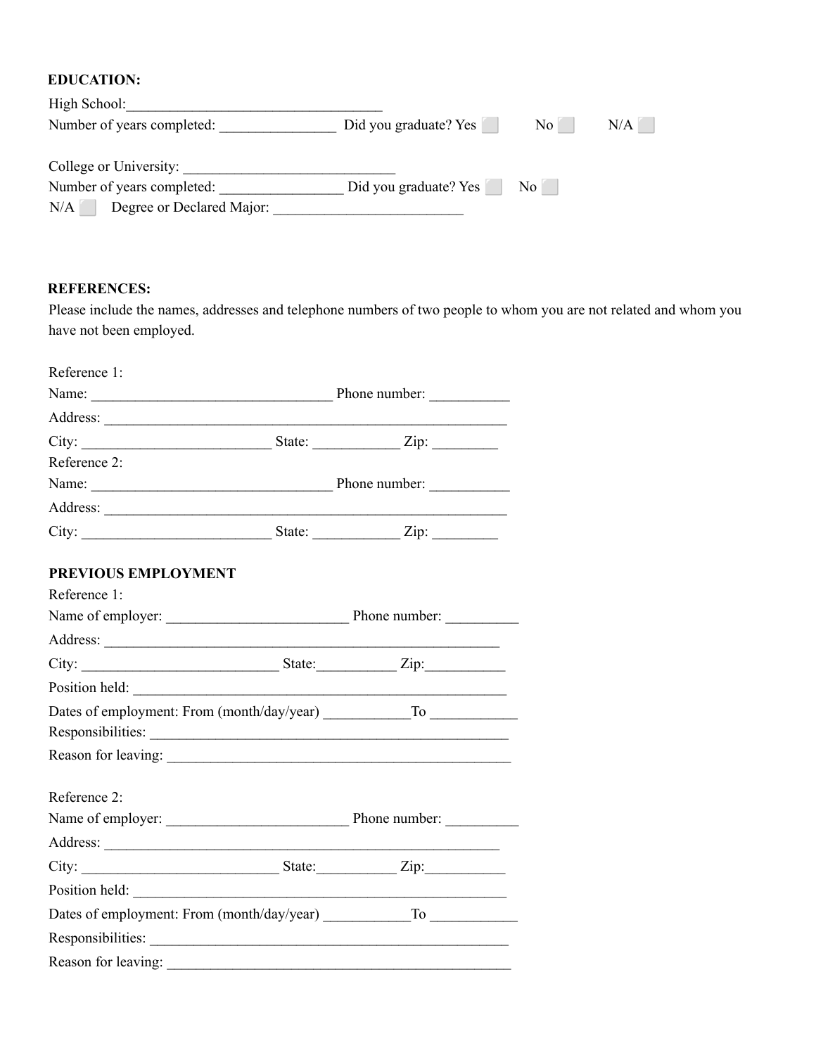**EDUCATION:**

High School:___________________________________

Number of years completed: _______________ Did you graduate? Yes ⬜ No ⬜ N/A ⬜

College or University: ____________________________

Number of years completed: ________________ Did you graduate? Yes ⬜ No ⬜

N/A ⬜ Degree or Declared Major: _________________________

**REFERENCES:**

Please include the names, addresses and telephone numbers of two people to whom you are not related and whom you have not been employed.

Reference 1:

Name: ________________________________ Phone number: __________

Address: _____________________________________________________

City: ________________________ State: ___________ Zip: ________

Reference 2:

Name: ________________________________ Phone number: __________

Address: _____________________________________________________

City: ________________________ State: ___________ Zip: ________

**PREVIOUS EMPLOYMENT**

Reference 1:

Name of employer: ________________________ Phone number: _________

Address: ____________________________________________________

City: _________________________ State:__________ Zip:__________

Position held: ________________________________________________

Dates of employment: From (month/day/year) ___________To ___________

Responsibilities: _______________________________________________

Reason for leaving: _____________________________________________

Reference 2:

Name of employer: ________________________ Phone number: _________

Address: ____________________________________________________

City: _________________________ State:__________ Zip:__________

Position held: ________________________________________________

Dates of employment: From (month/day/year) ___________To ___________

Responsibilities: _______________________________________________

Reason for leaving: _____________________________________________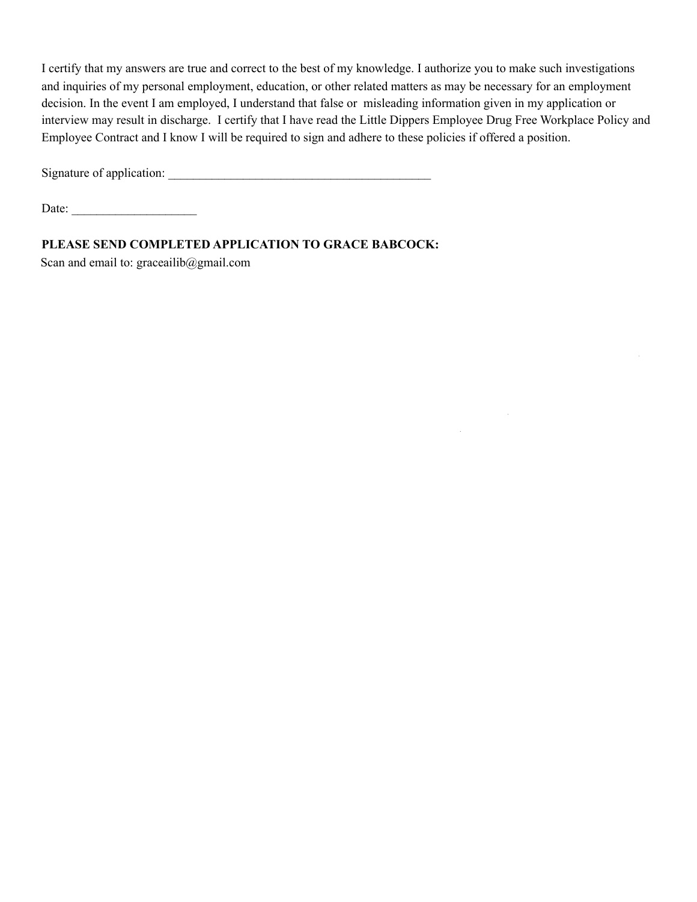I certify that my answers are true and correct to the best of my knowledge. I authorize you to make such investigations and inquiries of my personal employment, education, or other related matters as may be necessary for an employment decision. In the event I am employed, I understand that false or misleading information given in my application or interview may result in discharge. I certify that I have read the Little Dippers Employee Drug Free Workplace Policy and Employee Contract and I know I will be required to sign and adhere to these policies if offered a position.

Signature of application: ___________________________________________

Date: ____________________

**PLEASE SEND COMPLETED APPLICATION TO GRACE BABCOCK:**

Scan and email to: graceailib@gmail.com